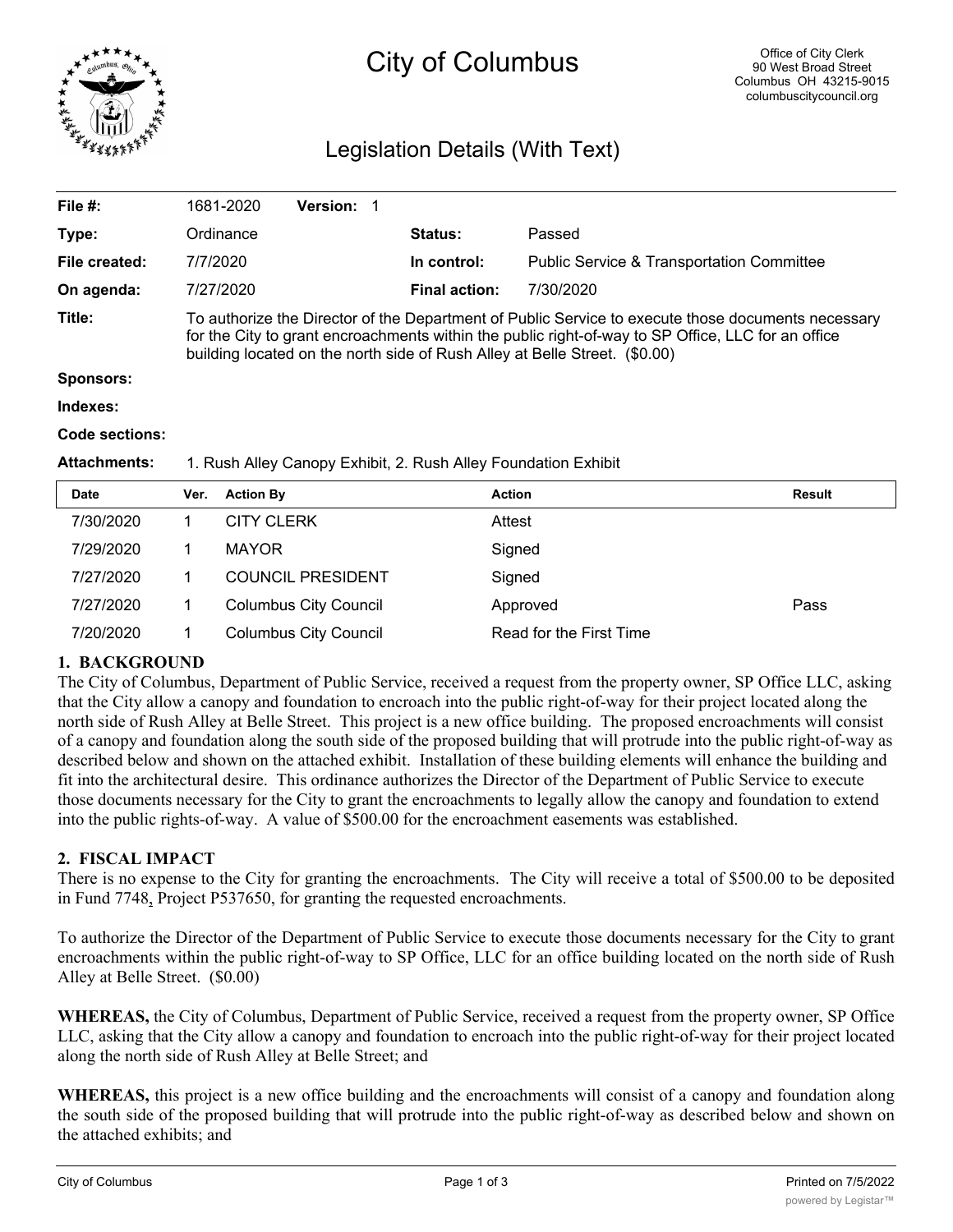# City of Columbus

Office of City Clerk
90 West Broad Street
Columbus OH 43215-9015
columbuscitycouncil.org

## Legislation Details (With Text)

| | | | |
|---|---|---|---|
| **File #:** | 1681-2020 **Version:** 1 | | |
| **Type:** | Ordinance | **Status:** | Passed |
| **File created:** | 7/7/2020 | **In control:** | Public Service & Transportation Committee |
| **On agenda:** | 7/27/2020 | **Final action:** | 7/30/2020 |

**Title:** To authorize the Director of the Department of Public Service to execute those documents necessary for the City to grant encroachments within the public right-of-way to SP Office, LLC for an office building located on the north side of Rush Alley at Belle Street. ($0.00)

**Sponsors:**

**Indexes:**

**Code sections:**

**Attachments:** 1. Rush Alley Canopy Exhibit, 2. Rush Alley Foundation Exhibit

| Date | Ver. | Action By | Action | Result |
|---|---|---|---|---|
| 7/30/2020 | 1 | CITY CLERK | Attest | |
| 7/29/2020 | 1 | MAYOR | Signed | |
| 7/27/2020 | 1 | COUNCIL PRESIDENT | Signed | |
| 7/27/2020 | 1 | Columbus City Council | Approved | Pass |
| 7/20/2020 | 1 | Columbus City Council | Read for the First Time | |

**1. BACKGROUND**

The City of Columbus, Department of Public Service, received a request from the property owner, SP Office LLC, asking that the City allow a canopy and foundation to encroach into the public right-of-way for their project located along the north side of Rush Alley at Belle Street. This project is a new office building. The proposed encroachments will consist of a canopy and foundation along the south side of the proposed building that will protrude into the public right-of-way as described below and shown on the attached exhibit. Installation of these building elements will enhance the building and fit into the architectural desire. This ordinance authorizes the Director of the Department of Public Service to execute those documents necessary for the City to grant the encroachments to legally allow the canopy and foundation to extend into the public rights-of-way. A value of $500.00 for the encroachment easements was established.

**2. FISCAL IMPACT**

There is no expense to the City for granting the encroachments. The City will receive a total of $500.00 to be deposited in Fund 7748, Project P537650, for granting the requested encroachments.

To authorize the Director of the Department of Public Service to execute those documents necessary for the City to grant encroachments within the public right-of-way to SP Office, LLC for an office building located on the north side of Rush Alley at Belle Street. ($0.00)

**WHEREAS,** the City of Columbus, Department of Public Service, received a request from the property owner, SP Office LLC, asking that the City allow a canopy and foundation to encroach into the public right-of-way for their project located along the north side of Rush Alley at Belle Street; and

**WHEREAS,** this project is a new office building and the encroachments will consist of a canopy and foundation along the south side of the proposed building that will protrude into the public right-of-way as described below and shown on the attached exhibits; and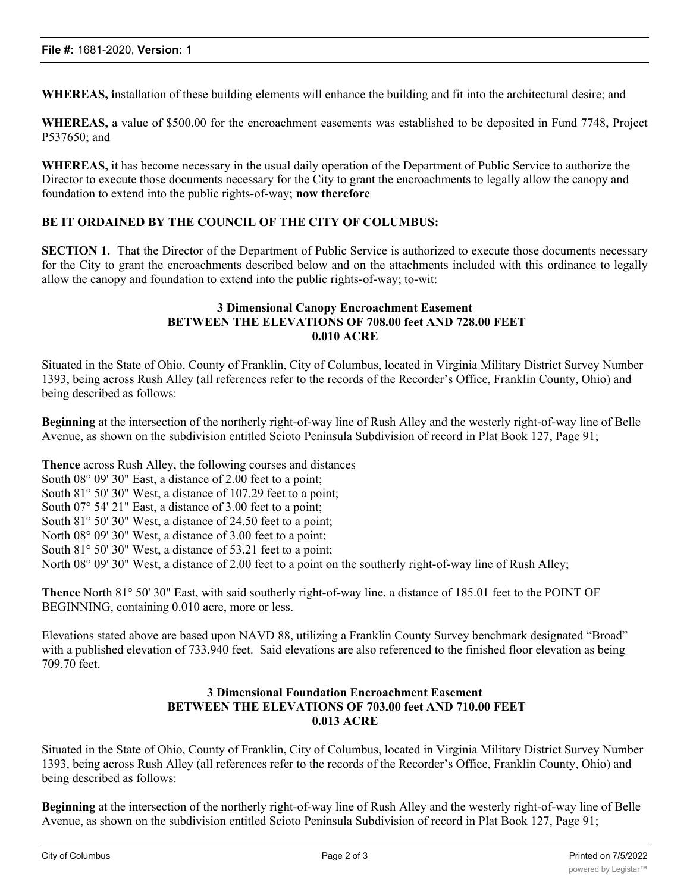**WHEREAS, i**nstallation of these building elements will enhance the building and fit into the architectural desire; and

**WHEREAS,** a value of $500.00 for the encroachment easements was established to be deposited in Fund 7748, Project P537650; and

**WHEREAS,** it has become necessary in the usual daily operation of the Department of Public Service to authorize the Director to execute those documents necessary for the City to grant the encroachments to legally allow the canopy and foundation to extend into the public rights-of-way; **now therefore**

**BE IT ORDAINED BY THE COUNCIL OF THE CITY OF COLUMBUS:**

**SECTION 1.** That the Director of the Department of Public Service is authorized to execute those documents necessary for the City to grant the encroachments described below and on the attachments included with this ordinance to legally allow the canopy and foundation to extend into the public rights-of-way; to-wit:

**3 Dimensional Canopy Encroachment Easement**
**BETWEEN THE ELEVATIONS OF 708.00 feet AND 728.00 FEET**
**0.010 ACRE**

Situated in the State of Ohio, County of Franklin, City of Columbus, located in Virginia Military District Survey Number 1393, being across Rush Alley (all references refer to the records of the Recorder's Office, Franklin County, Ohio) and being described as follows:

**Beginning** at the intersection of the northerly right-of-way line of Rush Alley and the westerly right-of-way line of Belle Avenue, as shown on the subdivision entitled Scioto Peninsula Subdivision of record in Plat Book 127, Page 91;

**Thence** across Rush Alley, the following courses and distances
South 08° 09' 30" East, a distance of 2.00 feet to a point;
South 81° 50' 30" West, a distance of 107.29 feet to a point;
South 07° 54' 21" East, a distance of 3.00 feet to a point;
South 81° 50' 30" West, a distance of 24.50 feet to a point;
North 08° 09' 30" West, a distance of 3.00 feet to a point;
South 81° 50' 30" West, a distance of 53.21 feet to a point;
North 08° 09' 30" West, a distance of 2.00 feet to a point on the southerly right-of-way line of Rush Alley;

**Thence** North 81° 50' 30" East, with said southerly right-of-way line, a distance of 185.01 feet to the POINT OF BEGINNING, containing 0.010 acre, more or less.

Elevations stated above are based upon NAVD 88, utilizing a Franklin County Survey benchmark designated "Broad" with a published elevation of 733.940 feet. Said elevations are also referenced to the finished floor elevation as being 709.70 feet.

**3 Dimensional Foundation Encroachment Easement**
**BETWEEN THE ELEVATIONS OF 703.00 feet AND 710.00 FEET**
**0.013 ACRE**

Situated in the State of Ohio, County of Franklin, City of Columbus, located in Virginia Military District Survey Number 1393, being across Rush Alley (all references refer to the records of the Recorder's Office, Franklin County, Ohio) and being described as follows:

**Beginning** at the intersection of the northerly right-of-way line of Rush Alley and the westerly right-of-way line of Belle Avenue, as shown on the subdivision entitled Scioto Peninsula Subdivision of record in Plat Book 127, Page 91;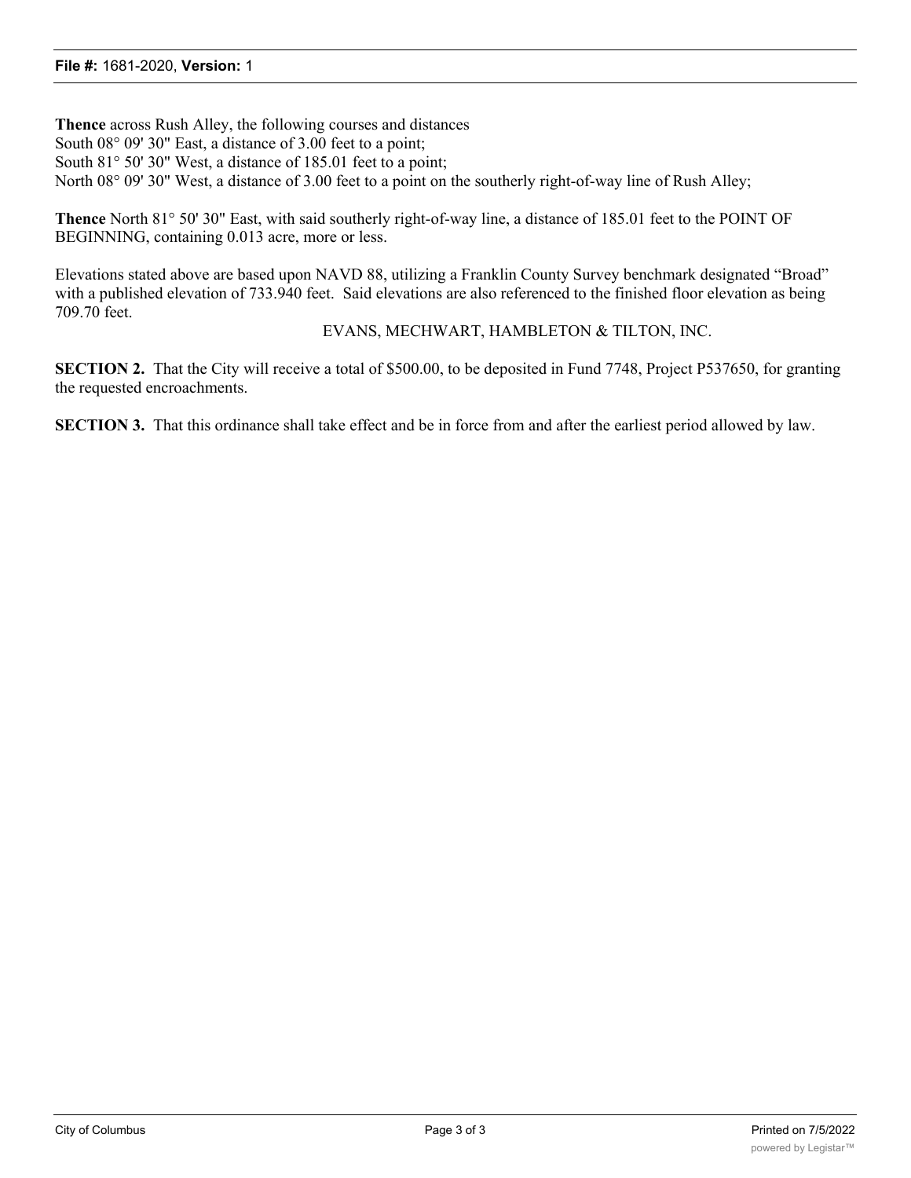**Thence** across Rush Alley, the following courses and distances
South 08° 09' 30" East, a distance of 3.00 feet to a point;
South 81° 50' 30" West, a distance of 185.01 feet to a point;
North 08° 09' 30" West, a distance of 3.00 feet to a point on the southerly right-of-way line of Rush Alley;

**Thence** North 81° 50' 30" East, with said southerly right-of-way line, a distance of 185.01 feet to the POINT OF BEGINNING, containing 0.013 acre, more or less.

Elevations stated above are based upon NAVD 88, utilizing a Franklin County Survey benchmark designated "Broad" with a published elevation of 733.940 feet. Said elevations are also referenced to the finished floor elevation as being 709.70 feet.

EVANS, MECHWART, HAMBLETON & TILTON, INC.

**SECTION 2.** That the City will receive a total of $500.00, to be deposited in Fund 7748, Project P537650, for granting the requested encroachments.

**SECTION 3.** That this ordinance shall take effect and be in force from and after the earliest period allowed by law.